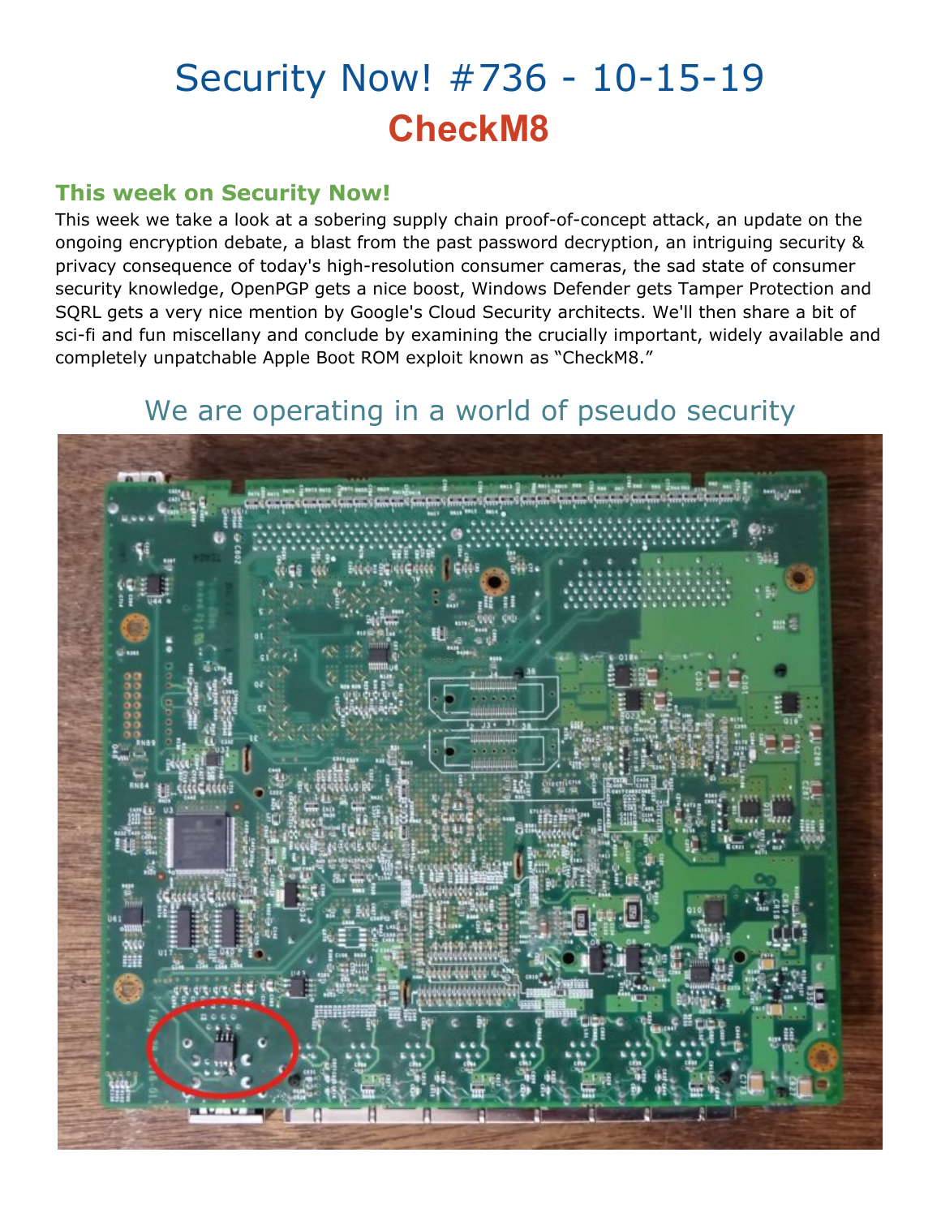# Security Now! #736 - 10-15-19

## CheckM8

### This week on Security Now!

This week we take a look at a sobering supply chain proof-of-concept attack, an update on the ongoing encryption debate, a blast from the past password decryption, an intriguing security & privacy consequence of today's high-resolution consumer cameras, the sad state of consumer security knowledge, OpenPGP gets a nice boost, Windows Defender gets Tamper Protection and SQRL gets a very nice mention by Google's Cloud Security architects. We'll then share a bit of sci-fi and fun miscellany and conclude by examining the crucially important, widely available and completely unpatchable Apple Boot ROM exploit known as "CheckM8."

## We are operating in a world of pseudo security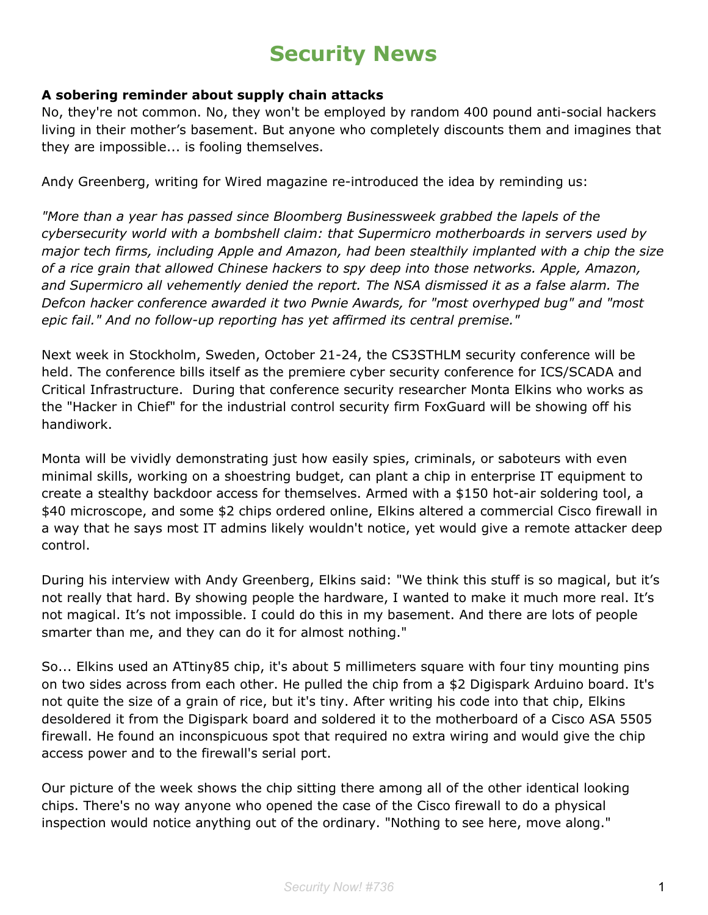# Security News

**A sobering reminder about supply chain attacks**

No, they're not common. No, they won't be employed by random 400 pound anti-social hackers living in their mother's basement. But anyone who completely discounts them and imagines that they are impossible... is fooling themselves.

Andy Greenberg, writing for Wired magazine re-introduced the idea by reminding us:

*"More than a year has passed since Bloomberg Businessweek grabbed the lapels of the cybersecurity world with a bombshell claim: that Supermicro motherboards in servers used by major tech firms, including Apple and Amazon, had been stealthily implanted with a chip the size of a rice grain that allowed Chinese hackers to spy deep into those networks. Apple, Amazon, and Supermicro all vehemently denied the report. The NSA dismissed it as a false alarm. The Defcon hacker conference awarded it two Pwnie Awards, for "most overhyped bug" and "most epic fail." And no follow-up reporting has yet affirmed its central premise."*

Next week in Stockholm, Sweden, October 21-24, the CS3STHLM security conference will be held. The conference bills itself as the premiere cyber security conference for ICS/SCADA and Critical Infrastructure. During that conference security researcher Monta Elkins who works as the "Hacker in Chief" for the industrial control security firm FoxGuard will be showing off his handiwork.

Monta will be vividly demonstrating just how easily spies, criminals, or saboteurs with even minimal skills, working on a shoestring budget, can plant a chip in enterprise IT equipment to create a stealthy backdoor access for themselves. Armed with a $150 hot-air soldering tool, a $40 microscope, and some $2 chips ordered online, Elkins altered a commercial Cisco firewall in a way that he says most IT admins likely wouldn't notice, yet would give a remote attacker deep control.

During his interview with Andy Greenberg, Elkins said: "We think this stuff is so magical, but it's not really that hard. By showing people the hardware, I wanted to make it much more real. It's not magical. It's not impossible. I could do this in my basement. And there are lots of people smarter than me, and they can do it for almost nothing."

So... Elkins used an ATtiny85 chip, it's about 5 millimeters square with four tiny mounting pins on two sides across from each other. He pulled the chip from a $2 Digispark Arduino board. It's not quite the size of a grain of rice, but it's tiny. After writing his code into that chip, Elkins desoldered it from the Digispark board and soldered it to the motherboard of a Cisco ASA 5505 firewall. He found an inconspicuous spot that required no extra wiring and would give the chip access power and to the firewall's serial port.

Our picture of the week shows the chip sitting there among all of the other identical looking chips. There's no way anyone who opened the case of the Cisco firewall to do a physical inspection would notice anything out of the ordinary. "Nothing to see here, move along."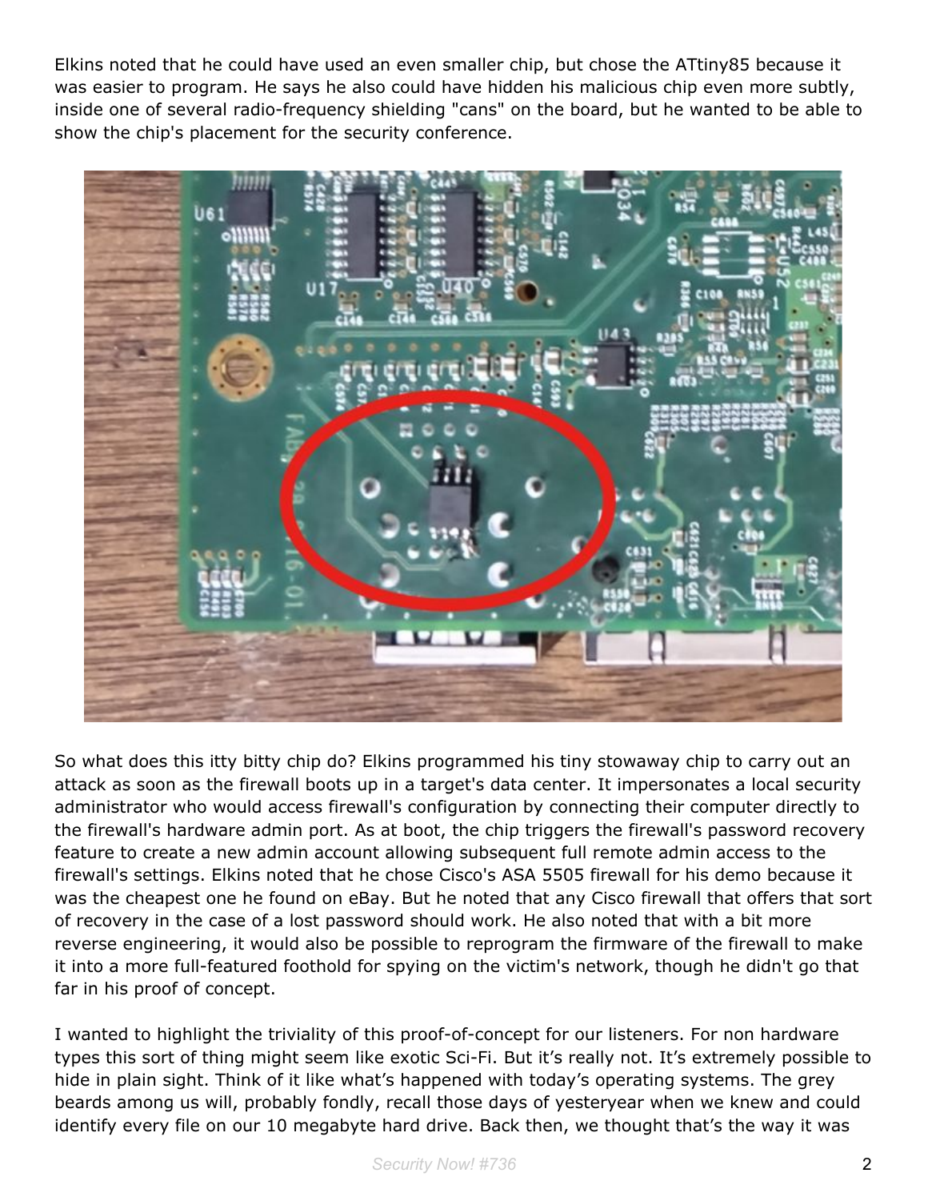Elkins noted that he could have used an even smaller chip, but chose the ATtiny85 because it was easier to program. He says he also could have hidden his malicious chip even more subtly, inside one of several radio-frequency shielding "cans" on the board, but he wanted to be able to show the chip's placement for the security conference.

So what does this itty bitty chip do? Elkins programmed his tiny stowaway chip to carry out an attack as soon as the firewall boots up in a target's data center. It impersonates a local security administrator who would access firewall's configuration by connecting their computer directly to the firewall's hardware admin port. As at boot, the chip triggers the firewall's password recovery feature to create a new admin account allowing subsequent full remote admin access to the firewall's settings. Elkins noted that he chose Cisco's ASA 5505 firewall for his demo because it was the cheapest one he found on eBay. But he noted that any Cisco firewall that offers that sort of recovery in the case of a lost password should work. He also noted that with a bit more reverse engineering, it would also be possible to reprogram the firmware of the firewall to make it into a more full-featured foothold for spying on the victim's network, though he didn't go that far in his proof of concept.

I wanted to highlight the triviality of this proof-of-concept for our listeners. For non hardware types this sort of thing might seem like exotic Sci-Fi. But it's really not. It's extremely possible to hide in plain sight. Think of it like what's happened with today's operating systems. The grey beards among us will, probably fondly, recall those days of yesteryear when we knew and could identify every file on our 10 megabyte hard drive. Back then, we thought that's the way it was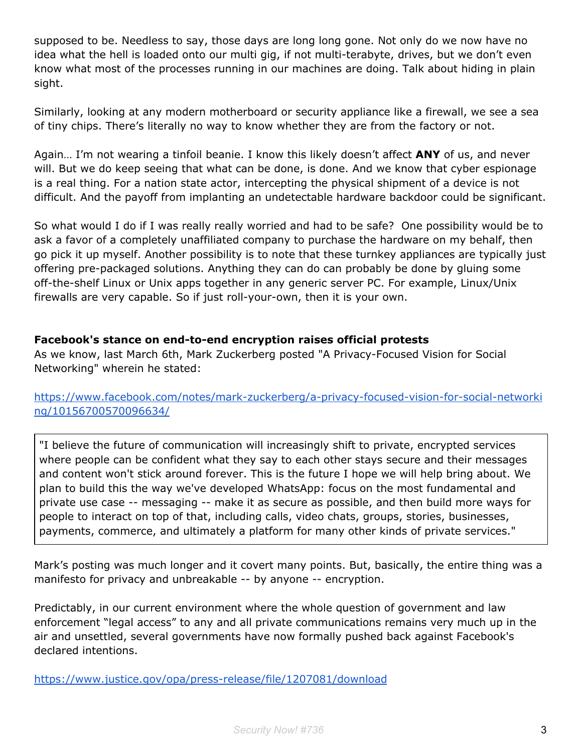supposed to be. Needless to say, those days are long long gone. Not only do we now have no idea what the hell is loaded onto our multi gig, if not multi-terabyte, drives, but we don't even know what most of the processes running in our machines are doing. Talk about hiding in plain sight.

Similarly, looking at any modern motherboard or security appliance like a firewall, we see a sea of tiny chips. There's literally no way to know whether they are from the factory or not.

Again… I'm not wearing a tinfoil beanie. I know this likely doesn't affect **ANY** of us, and never will. But we do keep seeing that what can be done, is done. And we know that cyber espionage is a real thing. For a nation state actor, intercepting the physical shipment of a device is not difficult. And the payoff from implanting an undetectable hardware backdoor could be significant.

So what would I do if I was really really worried and had to be safe? One possibility would be to ask a favor of a completely unaffiliated company to purchase the hardware on my behalf, then go pick it up myself. Another possibility is to note that these turnkey appliances are typically just offering pre-packaged solutions. Anything they can do can probably be done by gluing some off-the-shelf Linux or Unix apps together in any generic server PC. For example, Linux/Unix firewalls are very capable. So if just roll-your-own, then it is your own.

**Facebook's stance on end-to-end encryption raises official protests**

As we know, last March 6th, Mark Zuckerberg posted "A Privacy-Focused Vision for Social Networking" wherein he stated:

https://www.facebook.com/notes/mark-zuckerberg/a-privacy-focused-vision-for-social-networking/10156700570096634/

> "I believe the future of communication will increasingly shift to private, encrypted services where people can be confident what they say to each other stays secure and their messages and content won't stick around forever. This is the future I hope we will help bring about. We plan to build this the way we've developed WhatsApp: focus on the most fundamental and private use case -- messaging -- make it as secure as possible, and then build more ways for people to interact on top of that, including calls, video chats, groups, stories, businesses, payments, commerce, and ultimately a platform for many other kinds of private services."

Mark's posting was much longer and it covert many points. But, basically, the entire thing was a manifesto for privacy and unbreakable -- by anyone -- encryption.

Predictably, in our current environment where the whole question of government and law enforcement "legal access" to any and all private communications remains very much up in the air and unsettled, several governments have now formally pushed back against Facebook's declared intentions.

https://www.justice.gov/opa/press-release/file/1207081/download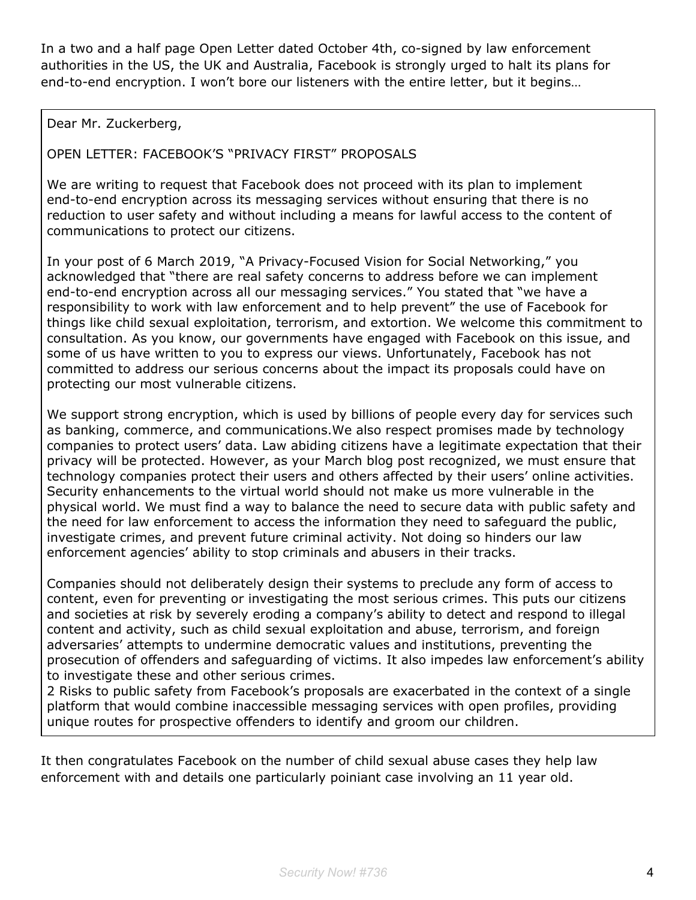In a two and a half page Open Letter dated October 4th, co-signed by law enforcement authorities in the US, the UK and Australia, Facebook is strongly urged to halt its plans for end-to-end encryption. I won't bore our listeners with the entire letter, but it begins…

> Dear Mr. Zuckerberg,
>
> OPEN LETTER: FACEBOOK'S "PRIVACY FIRST" PROPOSALS
>
> We are writing to request that Facebook does not proceed with its plan to implement end-to-end encryption across its messaging services without ensuring that there is no reduction to user safety and without including a means for lawful access to the content of communications to protect our citizens.
>
> In your post of 6 March 2019, "A Privacy-Focused Vision for Social Networking," you acknowledged that "there are real safety concerns to address before we can implement end-to-end encryption across all our messaging services." You stated that "we have a responsibility to work with law enforcement and to help prevent" the use of Facebook for things like child sexual exploitation, terrorism, and extortion. We welcome this commitment to consultation. As you know, our governments have engaged with Facebook on this issue, and some of us have written to you to express our views. Unfortunately, Facebook has not committed to address our serious concerns about the impact its proposals could have on protecting our most vulnerable citizens.
>
> We support strong encryption, which is used by billions of people every day for services such as banking, commerce, and communications.We also respect promises made by technology companies to protect users' data. Law abiding citizens have a legitimate expectation that their privacy will be protected. However, as your March blog post recognized, we must ensure that technology companies protect their users and others affected by their users' online activities. Security enhancements to the virtual world should not make us more vulnerable in the physical world. We must find a way to balance the need to secure data with public safety and the need for law enforcement to access the information they need to safeguard the public, investigate crimes, and prevent future criminal activity. Not doing so hinders our law enforcement agencies' ability to stop criminals and abusers in their tracks.
>
> Companies should not deliberately design their systems to preclude any form of access to content, even for preventing or investigating the most serious crimes. This puts our citizens and societies at risk by severely eroding a company's ability to detect and respond to illegal content and activity, such as child sexual exploitation and abuse, terrorism, and foreign adversaries' attempts to undermine democratic values and institutions, preventing the prosecution of offenders and safeguarding of victims. It also impedes law enforcement's ability to investigate these and other serious crimes.
> 2 Risks to public safety from Facebook's proposals are exacerbated in the context of a single platform that would combine inaccessible messaging services with open profiles, providing unique routes for prospective offenders to identify and groom our children.

It then congratulates Facebook on the number of child sexual abuse cases they help law enforcement with and details one particularly poiniant case involving an 11 year old.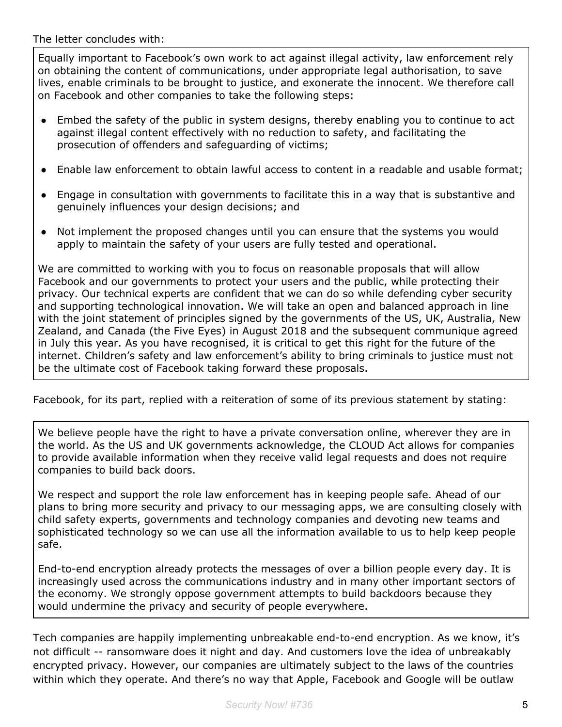The letter concludes with:

> Equally important to Facebook's own work to act against illegal activity, law enforcement rely on obtaining the content of communications, under appropriate legal authorisation, to save lives, enable criminals to be brought to justice, and exonerate the innocent. We therefore call on Facebook and other companies to take the following steps:
>
> - Embed the safety of the public in system designs, thereby enabling you to continue to act against illegal content effectively with no reduction to safety, and facilitating the prosecution of offenders and safeguarding of victims;
> - Enable law enforcement to obtain lawful access to content in a readable and usable format;
> - Engage in consultation with governments to facilitate this in a way that is substantive and genuinely influences your design decisions; and
> - Not implement the proposed changes until you can ensure that the systems you would apply to maintain the safety of your users are fully tested and operational.
>
> We are committed to working with you to focus on reasonable proposals that will allow Facebook and our governments to protect your users and the public, while protecting their privacy. Our technical experts are confident that we can do so while defending cyber security and supporting technological innovation. We will take an open and balanced approach in line with the joint statement of principles signed by the governments of the US, UK, Australia, New Zealand, and Canada (the Five Eyes) in August 2018 and the subsequent communique agreed in July this year. As you have recognised, it is critical to get this right for the future of the internet. Children's safety and law enforcement's ability to bring criminals to justice must not be the ultimate cost of Facebook taking forward these proposals.

Facebook, for its part, replied with a reiteration of some of its previous statement by stating:

> We believe people have the right to have a private conversation online, wherever they are in the world. As the US and UK governments acknowledge, the CLOUD Act allows for companies to provide available information when they receive valid legal requests and does not require companies to build back doors.
>
> We respect and support the role law enforcement has in keeping people safe. Ahead of our plans to bring more security and privacy to our messaging apps, we are consulting closely with child safety experts, governments and technology companies and devoting new teams and sophisticated technology so we can use all the information available to us to help keep people safe.
>
> End-to-end encryption already protects the messages of over a billion people every day. It is increasingly used across the communications industry and in many other important sectors of the economy. We strongly oppose government attempts to build backdoors because they would undermine the privacy and security of people everywhere.

Tech companies are happily implementing unbreakable end-to-end encryption. As we know, it's not difficult -- ransomware does it night and day. And customers love the idea of unbreakably encrypted privacy. However, our companies are ultimately subject to the laws of the countries within which they operate. And there's no way that Apple, Facebook and Google will be outlaw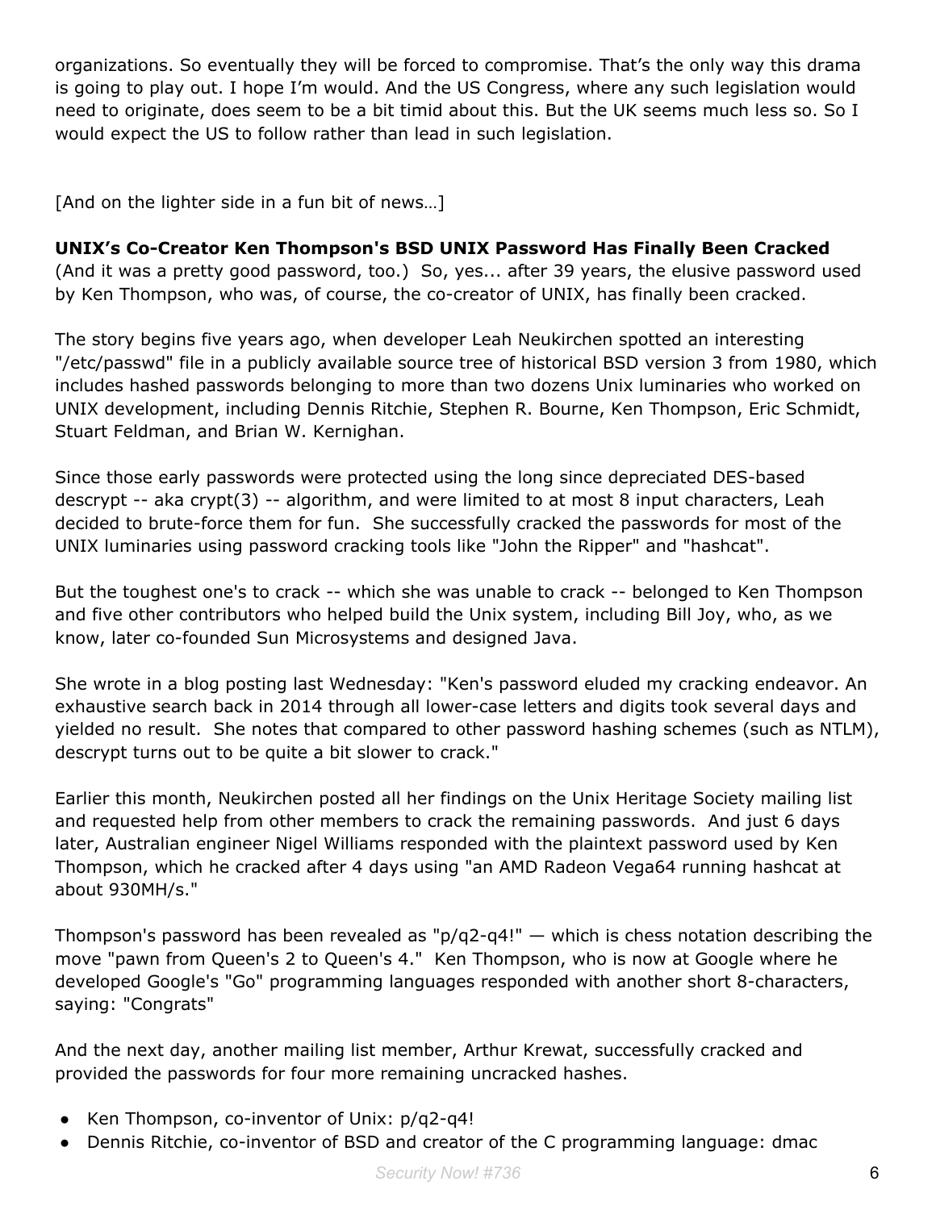organizations. So eventually they will be forced to compromise. That's the only way this drama is going to play out. I hope I'm would. And the US Congress, where any such legislation would need to originate, does seem to be a bit timid about this. But the UK seems much less so. So I would expect the US to follow rather than lead in such legislation.

[And on the lighter side in a fun bit of news…]

**UNIX's Co-Creator Ken Thompson's BSD UNIX Password Has Finally Been Cracked**
(And it was a pretty good password, too.) So, yes... after 39 years, the elusive password used by Ken Thompson, who was, of course, the co-creator of UNIX, has finally been cracked.

The story begins five years ago, when developer Leah Neukirchen spotted an interesting "/etc/passwd" file in a publicly available source tree of historical BSD version 3 from 1980, which includes hashed passwords belonging to more than two dozens Unix luminaries who worked on UNIX development, including Dennis Ritchie, Stephen R. Bourne, Ken Thompson, Eric Schmidt, Stuart Feldman, and Brian W. Kernighan.

Since those early passwords were protected using the long since depreciated DES-based descrypt -- aka crypt(3) -- algorithm, and were limited to at most 8 input characters, Leah decided to brute-force them for fun. She successfully cracked the passwords for most of the UNIX luminaries using password cracking tools like "John the Ripper" and "hashcat".

But the toughest one's to crack -- which she was unable to crack -- belonged to Ken Thompson and five other contributors who helped build the Unix system, including Bill Joy, who, as we know, later co-founded Sun Microsystems and designed Java.

She wrote in a blog posting last Wednesday: "Ken's password eluded my cracking endeavor. An exhaustive search back in 2014 through all lower-case letters and digits took several days and yielded no result. She notes that compared to other password hashing schemes (such as NTLM), descrypt turns out to be quite a bit slower to crack."

Earlier this month, Neukirchen posted all her findings on the Unix Heritage Society mailing list and requested help from other members to crack the remaining passwords. And just 6 days later, Australian engineer Nigel Williams responded with the plaintext password used by Ken Thompson, which he cracked after 4 days using "an AMD Radeon Vega64 running hashcat at about 930MH/s."

Thompson's password has been revealed as "p/q2-q4!" — which is chess notation describing the move "pawn from Queen's 2 to Queen's 4." Ken Thompson, who is now at Google where he developed Google's "Go" programming languages responded with another short 8-characters, saying: "Congrats"

And the next day, another mailing list member, Arthur Krewat, successfully cracked and provided the passwords for four more remaining uncracked hashes.

- Ken Thompson, co-inventor of Unix: p/q2-q4!
- Dennis Ritchie, co-inventor of BSD and creator of the C programming language: dmac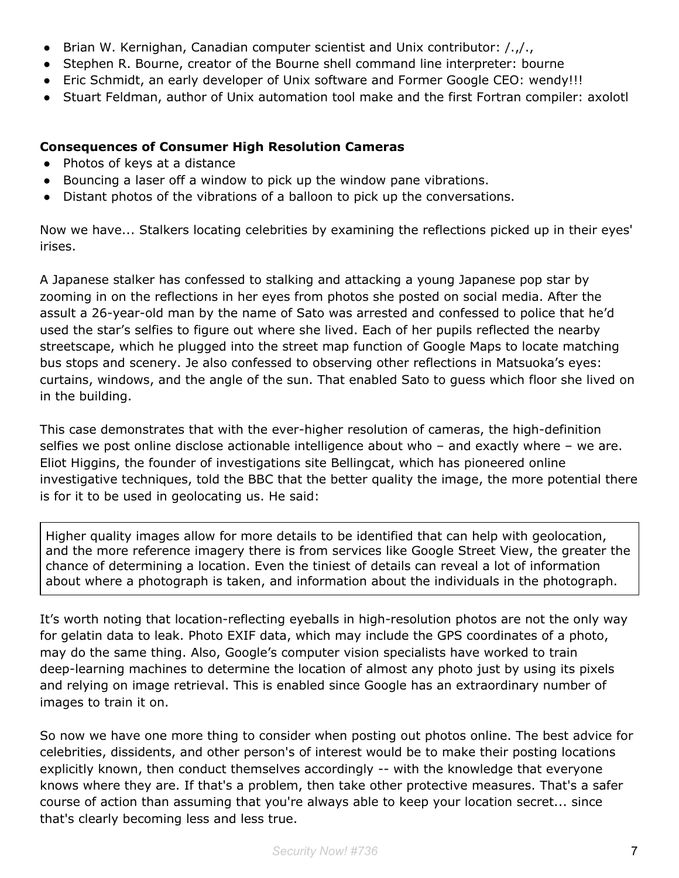- Brian W. Kernighan, Canadian computer scientist and Unix contributor: /.,/.,
- Stephen R. Bourne, creator of the Bourne shell command line interpreter: bourne
- Eric Schmidt, an early developer of Unix software and Former Google CEO: wendy!!!
- Stuart Feldman, author of Unix automation tool make and the first Fortran compiler: axolotl

**Consequences of Consumer High Resolution Cameras**

- Photos of keys at a distance
- Bouncing a laser off a window to pick up the window pane vibrations.
- Distant photos of the vibrations of a balloon to pick up the conversations.

Now we have... Stalkers locating celebrities by examining the reflections picked up in their eyes' irises.

A Japanese stalker has confessed to stalking and attacking a young Japanese pop star by zooming in on the reflections in her eyes from photos she posted on social media. After the assult a 26-year-old man by the name of Sato was arrested and confessed to police that he'd used the star's selfies to figure out where she lived. Each of her pupils reflected the nearby streetscape, which he plugged into the street map function of Google Maps to locate matching bus stops and scenery. Je also confessed to observing other reflections in Matsuoka's eyes: curtains, windows, and the angle of the sun. That enabled Sato to guess which floor she lived on in the building.

This case demonstrates that with the ever-higher resolution of cameras, the high-definition selfies we post online disclose actionable intelligence about who – and exactly where – we are. Eliot Higgins, the founder of investigations site Bellingcat, which has pioneered online investigative techniques, told the BBC that the better quality the image, the more potential there is for it to be used in geolocating us. He said:

> Higher quality images allow for more details to be identified that can help with geolocation, and the more reference imagery there is from services like Google Street View, the greater the chance of determining a location. Even the tiniest of details can reveal a lot of information about where a photograph is taken, and information about the individuals in the photograph.

It's worth noting that location-reflecting eyeballs in high-resolution photos are not the only way for gelatin data to leak. Photo EXIF data, which may include the GPS coordinates of a photo, may do the same thing. Also, Google's computer vision specialists have worked to train deep-learning machines to determine the location of almost any photo just by using its pixels and relying on image retrieval. This is enabled since Google has an extraordinary number of images to train it on.

So now we have one more thing to consider when posting out photos online. The best advice for celebrities, dissidents, and other person's of interest would be to make their posting locations explicitly known, then conduct themselves accordingly -- with the knowledge that everyone knows where they are. If that's a problem, then take other protective measures. That's a safer course of action than assuming that you're always able to keep your location secret... since that's clearly becoming less and less true.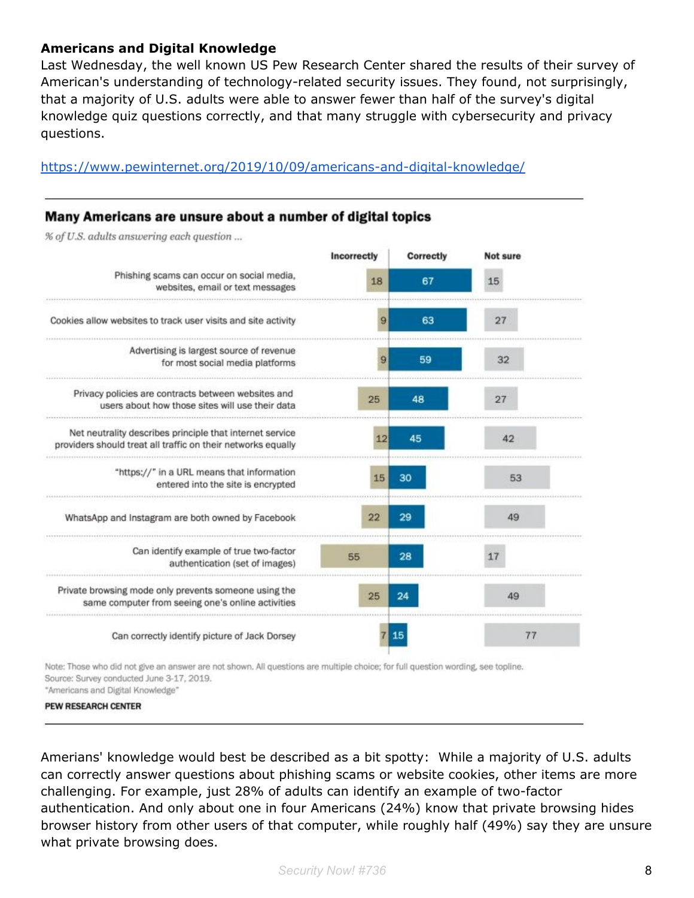**Americans and Digital Knowledge**

Last Wednesday, the well known US Pew Research Center shared the results of their survey of American's understanding of technology-related security issues. They found, not surprisingly, that a majority of U.S. adults were able to answer fewer than half of the survey's digital knowledge quiz questions correctly, and that many struggle with cybersecurity and privacy questions.

https://www.pewinternet.org/2019/10/09/americans-and-digital-knowledge/

**Many Americans are unsure about a number of digital topics**

*% of U.S. adults answering each question ...*

| | Incorrectly | Correctly | Not sure |
|---|---|---|---|
| Phishing scams can occur on social media, websites, email or text messages | 18 | 67 | 15 |
| Cookies allow websites to track user visits and site activity | 9 | 63 | 27 |
| Advertising is largest source of revenue for most social media platforms | 9 | 59 | 32 |
| Privacy policies are contracts between websites and users about how those sites will use their data | 25 | 48 | 27 |
| Net neutrality describes principle that internet service providers should treat all traffic on their networks equally | 12 | 45 | 42 |
| "https://" in a URL means that information entered into the site is encrypted | 15 | 30 | 53 |
| WhatsApp and Instagram are both owned by Facebook | 22 | 29 | 49 |
| Can identify example of true two-factor authentication (set of images) | 55 | 28 | 17 |
| Private browsing mode only prevents someone using the same computer from seeing one's online activities | 25 | 24 | 49 |
| Can correctly identify picture of Jack Dorsey | 7 | 15 | 77 |

Note: Those who did not give an answer are not shown. All questions are multiple choice; for full question wording, see topline.
Source: Survey conducted June 3-17, 2019.
"Americans and Digital Knowledge"

PEW RESEARCH CENTER

Amerians' knowledge would best be described as a bit spotty: While a majority of U.S. adults can correctly answer questions about phishing scams or website cookies, other items are more challenging. For example, just 28% of adults can identify an example of two-factor authentication. And only about one in four Americans (24%) know that private browsing hides browser history from other users of that computer, while roughly half (49%) say they are unsure what private browsing does.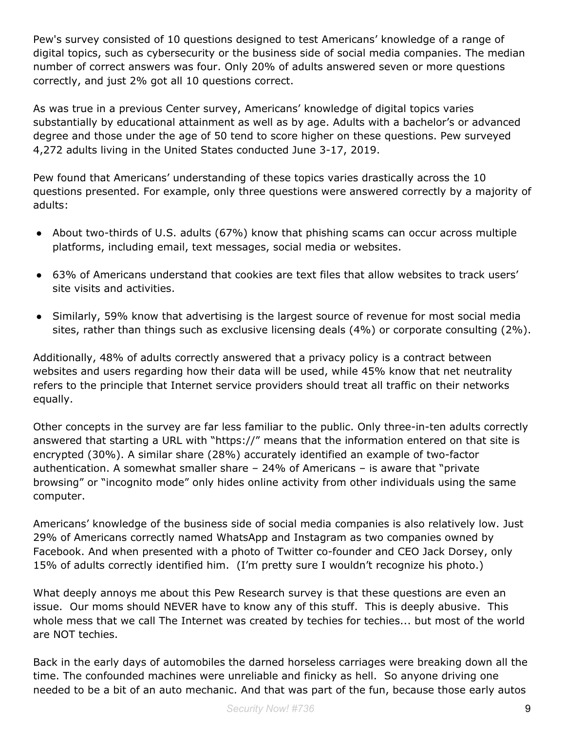Pew's survey consisted of 10 questions designed to test Americans' knowledge of a range of digital topics, such as cybersecurity or the business side of social media companies. The median number of correct answers was four. Only 20% of adults answered seven or more questions correctly, and just 2% got all 10 questions correct.

As was true in a previous Center survey, Americans' knowledge of digital topics varies substantially by educational attainment as well as by age. Adults with a bachelor's or advanced degree and those under the age of 50 tend to score higher on these questions. Pew surveyed 4,272 adults living in the United States conducted June 3-17, 2019.

Pew found that Americans' understanding of these topics varies drastically across the 10 questions presented. For example, only three questions were answered correctly by a majority of adults:

- About two-thirds of U.S. adults (67%) know that phishing scams can occur across multiple platforms, including email, text messages, social media or websites.
- 63% of Americans understand that cookies are text files that allow websites to track users' site visits and activities.
- Similarly, 59% know that advertising is the largest source of revenue for most social media sites, rather than things such as exclusive licensing deals (4%) or corporate consulting (2%).

Additionally, 48% of adults correctly answered that a privacy policy is a contract between websites and users regarding how their data will be used, while 45% know that net neutrality refers to the principle that Internet service providers should treat all traffic on their networks equally.

Other concepts in the survey are far less familiar to the public. Only three-in-ten adults correctly answered that starting a URL with "https://" means that the information entered on that site is encrypted (30%). A similar share (28%) accurately identified an example of two-factor authentication. A somewhat smaller share – 24% of Americans – is aware that "private browsing" or "incognito mode" only hides online activity from other individuals using the same computer.

Americans' knowledge of the business side of social media companies is also relatively low. Just 29% of Americans correctly named WhatsApp and Instagram as two companies owned by Facebook. And when presented with a photo of Twitter co-founder and CEO Jack Dorsey, only 15% of adults correctly identified him. (I'm pretty sure I wouldn't recognize his photo.)

What deeply annoys me about this Pew Research survey is that these questions are even an issue. Our moms should NEVER have to know any of this stuff. This is deeply abusive. This whole mess that we call The Internet was created by techies for techies... but most of the world are NOT techies.

Back in the early days of automobiles the darned horseless carriages were breaking down all the time. The confounded machines were unreliable and finicky as hell. So anyone driving one needed to be a bit of an auto mechanic. And that was part of the fun, because those early autos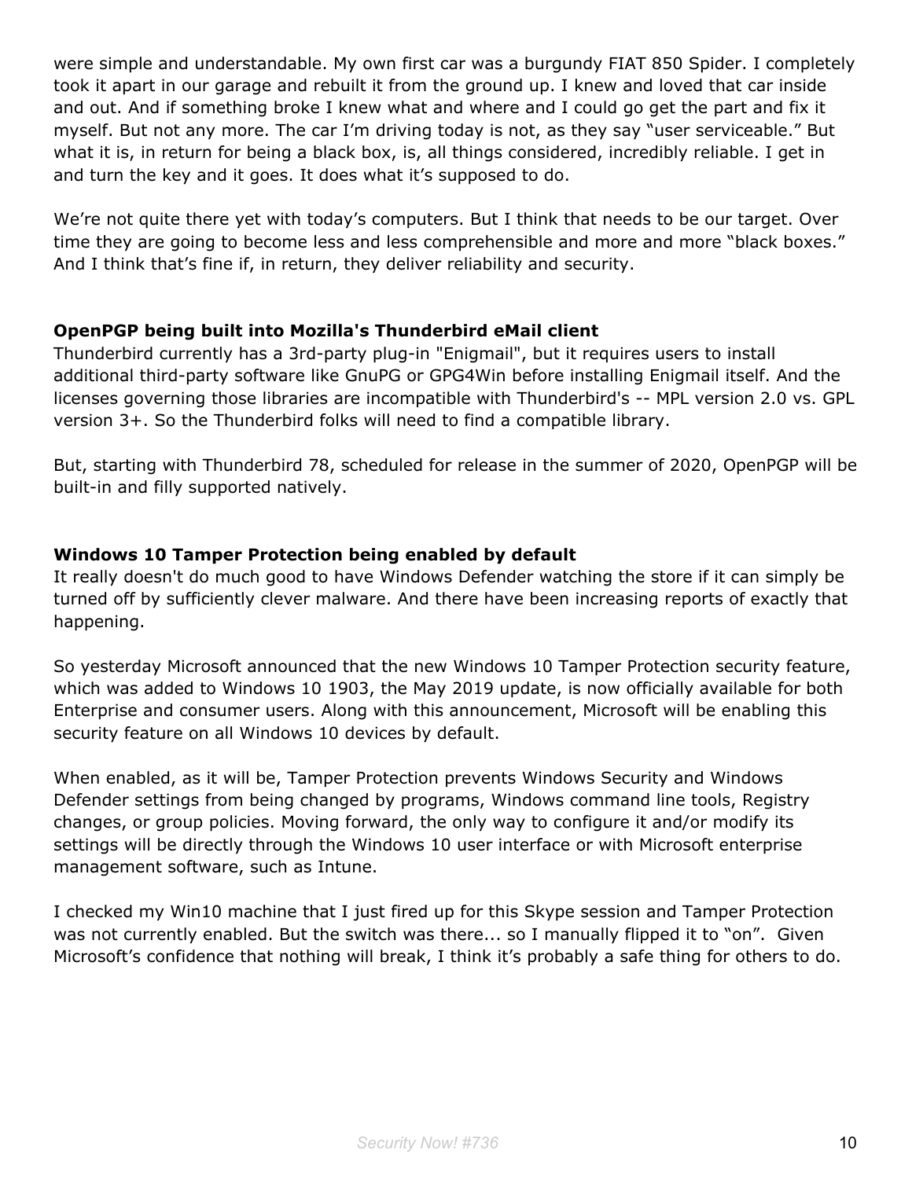were simple and understandable. My own first car was a burgundy FIAT 850 Spider. I completely took it apart in our garage and rebuilt it from the ground up. I knew and loved that car inside and out. And if something broke I knew what and where and I could go get the part and fix it myself. But not any more. The car I'm driving today is not, as they say "user serviceable." But what it is, in return for being a black box, is, all things considered, incredibly reliable. I get in and turn the key and it goes. It does what it's supposed to do.

We're not quite there yet with today's computers. But I think that needs to be our target. Over time they are going to become less and less comprehensible and more and more "black boxes." And I think that's fine if, in return, they deliver reliability and security.

**OpenPGP being built into Mozilla's Thunderbird eMail client**

Thunderbird currently has a 3rd-party plug-in "Enigmail", but it requires users to install additional third-party software like GnuPG or GPG4Win before installing Enigmail itself. And the licenses governing those libraries are incompatible with Thunderbird's -- MPL version 2.0 vs. GPL version 3+. So the Thunderbird folks will need to find a compatible library.

But, starting with Thunderbird 78, scheduled for release in the summer of 2020, OpenPGP will be built-in and filly supported natively.

**Windows 10 Tamper Protection being enabled by default**

It really doesn't do much good to have Windows Defender watching the store if it can simply be turned off by sufficiently clever malware. And there have been increasing reports of exactly that happening.

So yesterday Microsoft announced that the new Windows 10 Tamper Protection security feature, which was added to Windows 10 1903, the May 2019 update, is now officially available for both Enterprise and consumer users. Along with this announcement, Microsoft will be enabling this security feature on all Windows 10 devices by default.

When enabled, as it will be, Tamper Protection prevents Windows Security and Windows Defender settings from being changed by programs, Windows command line tools, Registry changes, or group policies. Moving forward, the only way to configure it and/or modify its settings will be directly through the Windows 10 user interface or with Microsoft enterprise management software, such as Intune.

I checked my Win10 machine that I just fired up for this Skype session and Tamper Protection was not currently enabled. But the switch was there... so I manually flipped it to "on". Given Microsoft's confidence that nothing will break, I think it's probably a safe thing for others to do.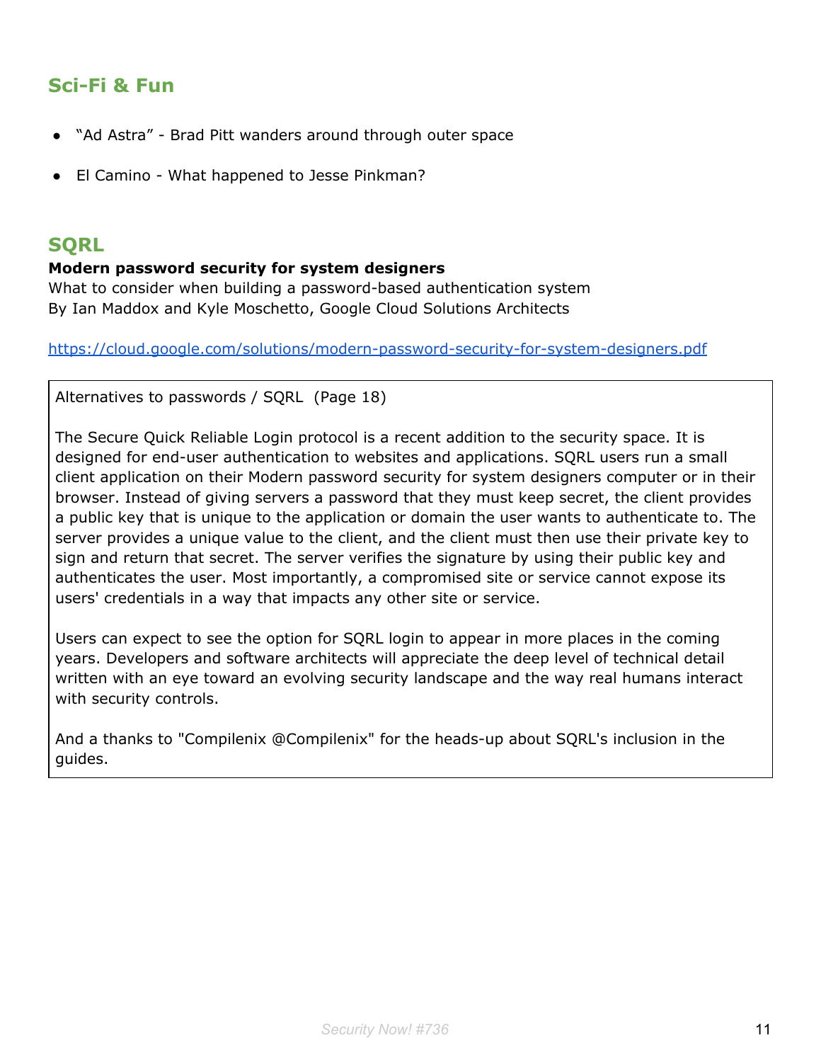## Sci-Fi & Fun

- "Ad Astra" - Brad Pitt wanders around through outer space
- El Camino - What happened to Jesse Pinkman?

## SQRL

**Modern password security for system designers**
What to consider when building a password-based authentication system
By Ian Maddox and Kyle Moschetto, Google Cloud Solutions Architects

https://cloud.google.com/solutions/modern-password-security-for-system-designers.pdf

> Alternatives to passwords / SQRL (Page 18)
>
> The Secure Quick Reliable Login protocol is a recent addition to the security space. It is designed for end-user authentication to websites and applications. SQRL users run a small client application on their Modern password security for system designers computer or in their browser. Instead of giving servers a password that they must keep secret, the client provides a public key that is unique to the application or domain the user wants to authenticate to. The server provides a unique value to the client, and the client must then use their private key to sign and return that secret. The server verifies the signature by using their public key and authenticates the user. Most importantly, a compromised site or service cannot expose its users' credentials in a way that impacts any other site or service.
>
> Users can expect to see the option for SQRL login to appear in more places in the coming years. Developers and software architects will appreciate the deep level of technical detail written with an eye toward an evolving security landscape and the way real humans interact with security controls.
>
> And a thanks to "Compilenix @Compilenix" for the heads-up about SQRL's inclusion in the guides.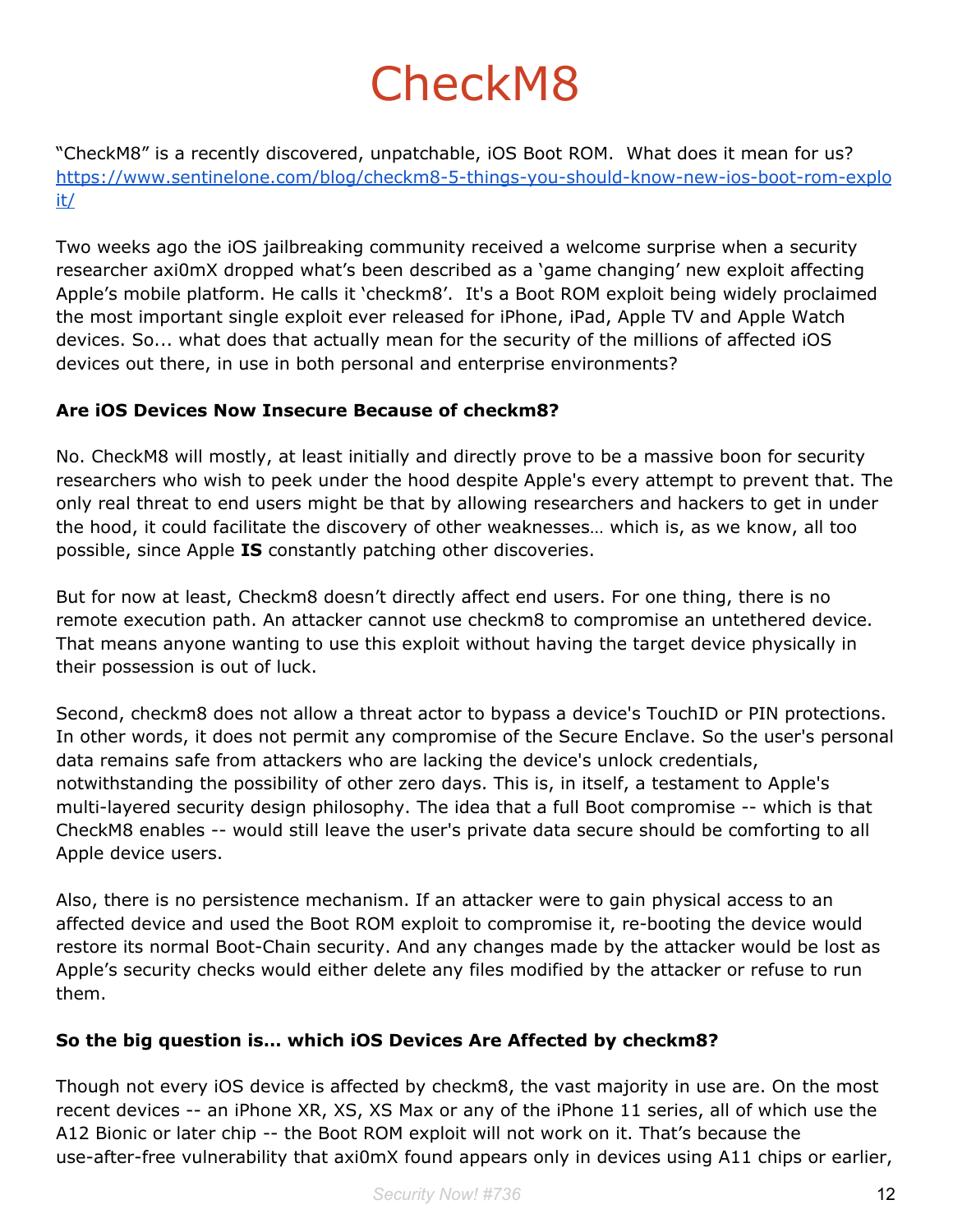# CheckM8

"CheckM8" is a recently discovered, unpatchable, iOS Boot ROM. What does it mean for us?
https://www.sentinelone.com/blog/checkm8-5-things-you-should-know-new-ios-boot-rom-exploit/

Two weeks ago the iOS jailbreaking community received a welcome surprise when a security researcher axi0mX dropped what's been described as a 'game changing' new exploit affecting Apple's mobile platform. He calls it 'checkm8'. It's a Boot ROM exploit being widely proclaimed the most important single exploit ever released for iPhone, iPad, Apple TV and Apple Watch devices. So... what does that actually mean for the security of the millions of affected iOS devices out there, in use in both personal and enterprise environments?

**Are iOS Devices Now Insecure Because of checkm8?**

No. CheckM8 will mostly, at least initially and directly prove to be a massive boon for security researchers who wish to peek under the hood despite Apple's every attempt to prevent that. The only real threat to end users might be that by allowing researchers and hackers to get in under the hood, it could facilitate the discovery of other weaknesses… which is, as we know, all too possible, since Apple **IS** constantly patching other discoveries.

But for now at least, Checkm8 doesn't directly affect end users. For one thing, there is no remote execution path. An attacker cannot use checkm8 to compromise an untethered device. That means anyone wanting to use this exploit without having the target device physically in their possession is out of luck.

Second, checkm8 does not allow a threat actor to bypass a device's TouchID or PIN protections. In other words, it does not permit any compromise of the Secure Enclave. So the user's personal data remains safe from attackers who are lacking the device's unlock credentials, notwithstanding the possibility of other zero days. This is, in itself, a testament to Apple's multi-layered security design philosophy. The idea that a full Boot compromise -- which is that CheckM8 enables -- would still leave the user's private data secure should be comforting to all Apple device users.

Also, there is no persistence mechanism. If an attacker were to gain physical access to an affected device and used the Boot ROM exploit to compromise it, re-booting the device would restore its normal Boot-Chain security. And any changes made by the attacker would be lost as Apple's security checks would either delete any files modified by the attacker or refuse to run them.

**So the big question is... which iOS Devices Are Affected by checkm8?**

Though not every iOS device is affected by checkm8, the vast majority in use are. On the most recent devices -- an iPhone XR, XS, XS Max or any of the iPhone 11 series, all of which use the A12 Bionic or later chip -- the Boot ROM exploit will not work on it. That's because the use-after-free vulnerability that axi0mX found appears only in devices using A11 chips or earlier,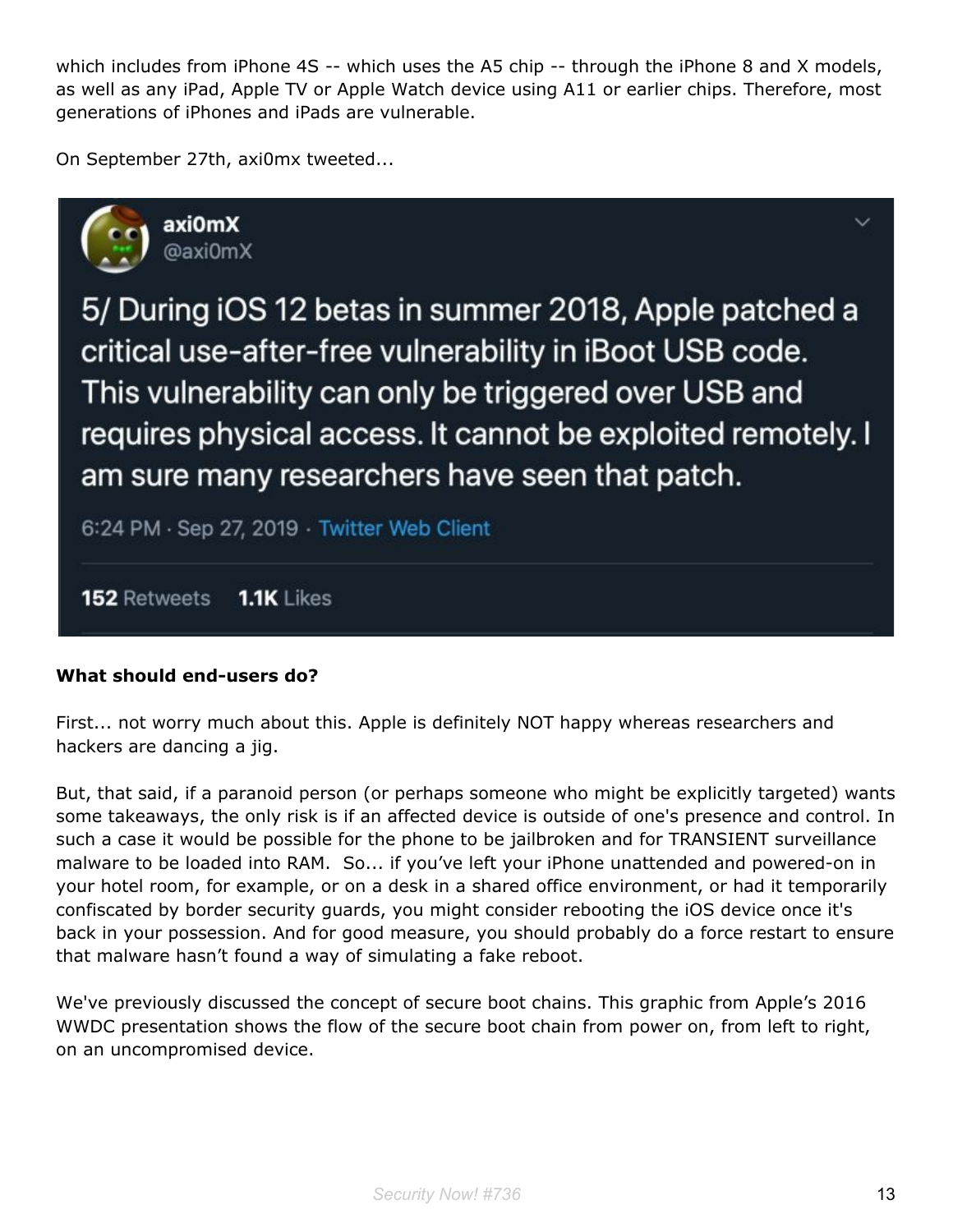which includes from iPhone 4S -- which uses the A5 chip -- through the iPhone 8 and X models, as well as any iPad, Apple TV or Apple Watch device using A11 or earlier chips. Therefore, most generations of iPhones and iPads are vulnerable.

On September 27th, axi0mx tweeted...

> **axi0mX**
> @axi0mX
>
> 5/ During iOS 12 betas in summer 2018, Apple patched a critical use-after-free vulnerability in iBoot USB code. This vulnerability can only be triggered over USB and requires physical access. It cannot be exploited remotely. I am sure many researchers have seen that patch.
>
> 6:24 PM · Sep 27, 2019 · Twitter Web Client
>
> **152** Retweets **1.1K** Likes

**What should end-users do?**

First... not worry much about this. Apple is definitely NOT happy whereas researchers and hackers are dancing a jig.

But, that said, if a paranoid person (or perhaps someone who might be explicitly targeted) wants some takeaways, the only risk is if an affected device is outside of one's presence and control. In such a case it would be possible for the phone to be jailbroken and for TRANSIENT surveillance malware to be loaded into RAM. So... if you've left your iPhone unattended and powered-on in your hotel room, for example, or on a desk in a shared office environment, or had it temporarily confiscated by border security guards, you might consider rebooting the iOS device once it's back in your possession. And for good measure, you should probably do a force restart to ensure that malware hasn't found a way of simulating a fake reboot.

We've previously discussed the concept of secure boot chains. This graphic from Apple's 2016 WWDC presentation shows the flow of the secure boot chain from power on, from left to right, on an uncompromised device.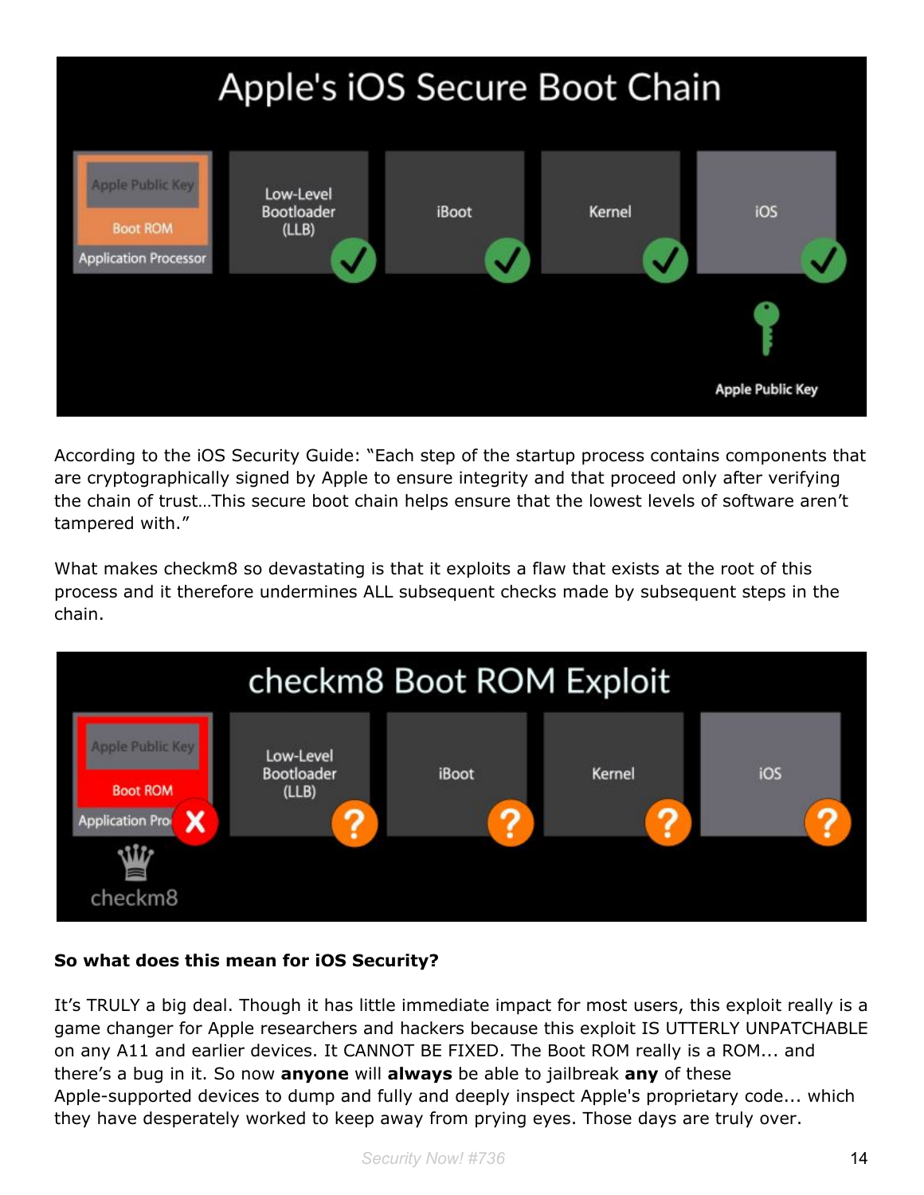According to the iOS Security Guide: "Each step of the startup process contains components that are cryptographically signed by Apple to ensure integrity and that proceed only after verifying the chain of trust…This secure boot chain helps ensure that the lowest levels of software aren't tampered with."

What makes checkm8 so devastating is that it exploits a flaw that exists at the root of this process and it therefore undermines ALL subsequent checks made by subsequent steps in the chain.

**So what does this mean for iOS Security?**

It's TRULY a big deal. Though it has little immediate impact for most users, this exploit really is a game changer for Apple researchers and hackers because this exploit IS UTTERLY UNPATCHABLE on any A11 and earlier devices. It CANNOT BE FIXED. The Boot ROM really is a ROM... and there's a bug in it. So now **anyone** will **always** be able to jailbreak **any** of these Apple-supported devices to dump and fully and deeply inspect Apple's proprietary code... which they have desperately worked to keep away from prying eyes. Those days are truly over.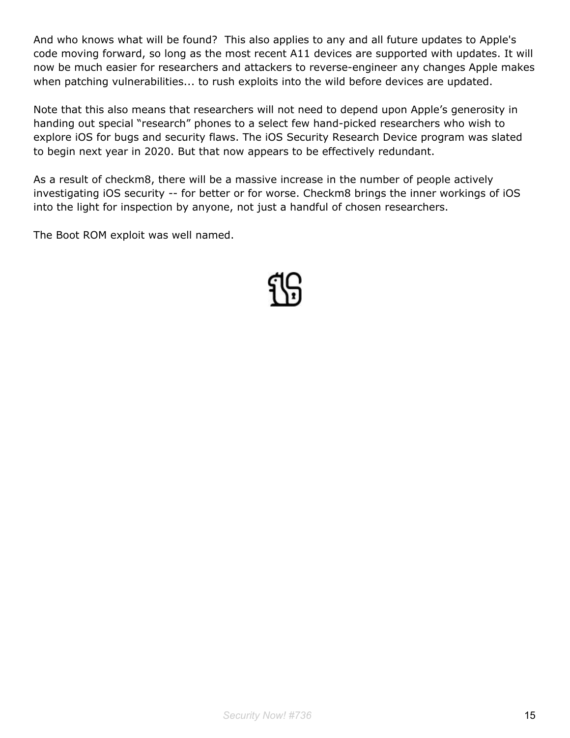And who knows what will be found?  This also applies to any and all future updates to Apple's code moving forward, so long as the most recent A11 devices are supported with updates. It will now be much easier for researchers and attackers to reverse-engineer any changes Apple makes when patching vulnerabilities... to rush exploits into the wild before devices are updated.

Note that this also means that researchers will not need to depend upon Apple's generosity in handing out special "research" phones to a select few hand-picked researchers who wish to explore iOS for bugs and security flaws. The iOS Security Research Device program was slated to begin next year in 2020. But that now appears to be effectively redundant.

As a result of checkm8, there will be a massive increase in the number of people actively investigating iOS security -- for better or for worse. Checkm8 brings the inner workings of iOS into the light for inspection by anyone, not just a handful of chosen researchers.

The Boot ROM exploit was well named.